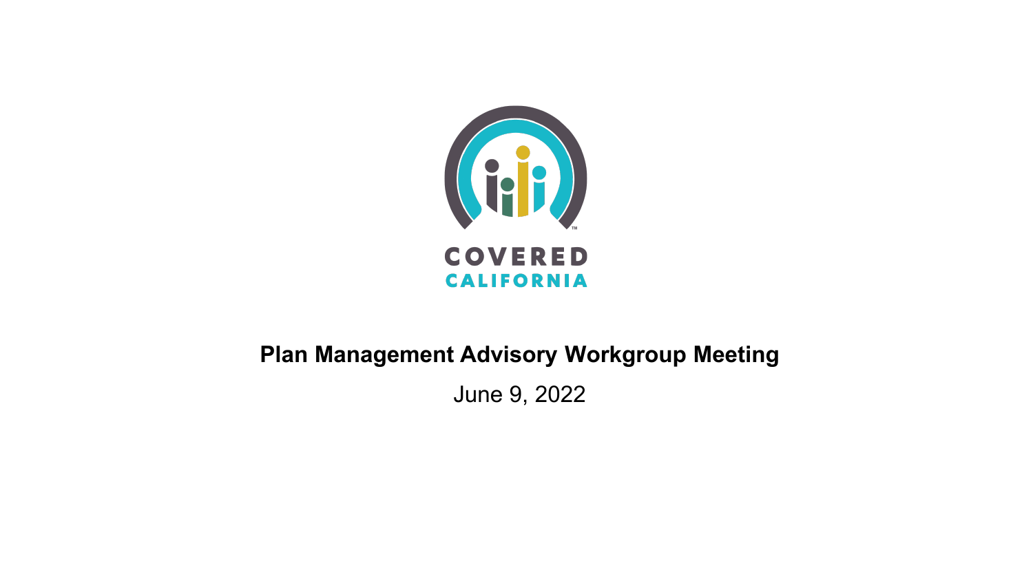COVERED CALIFORNIA

# Plan Management Advisory Workgroup Meeting

June 9, 2022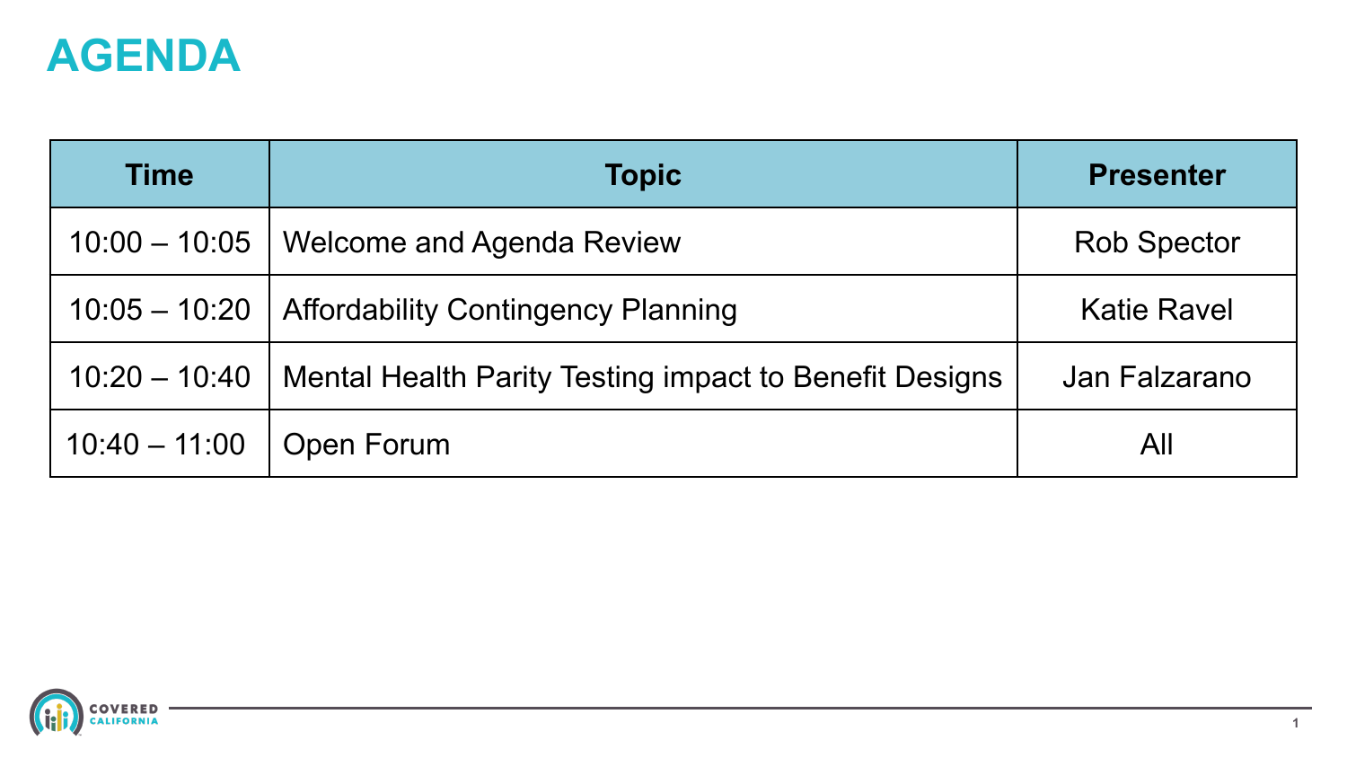# AGENDA

| Time | Topic | Presenter |
| --- | --- | --- |
| 10:00 – 10:05 | Welcome and Agenda Review | Rob Spector |
| 10:05 – 10:20 | Affordability Contingency Planning | Katie Ravel |
| 10:20 – 10:40 | Mental Health Parity Testing impact to Benefit Designs | Jan Falzarano |
| 10:40 – 11:00 | Open Forum | All |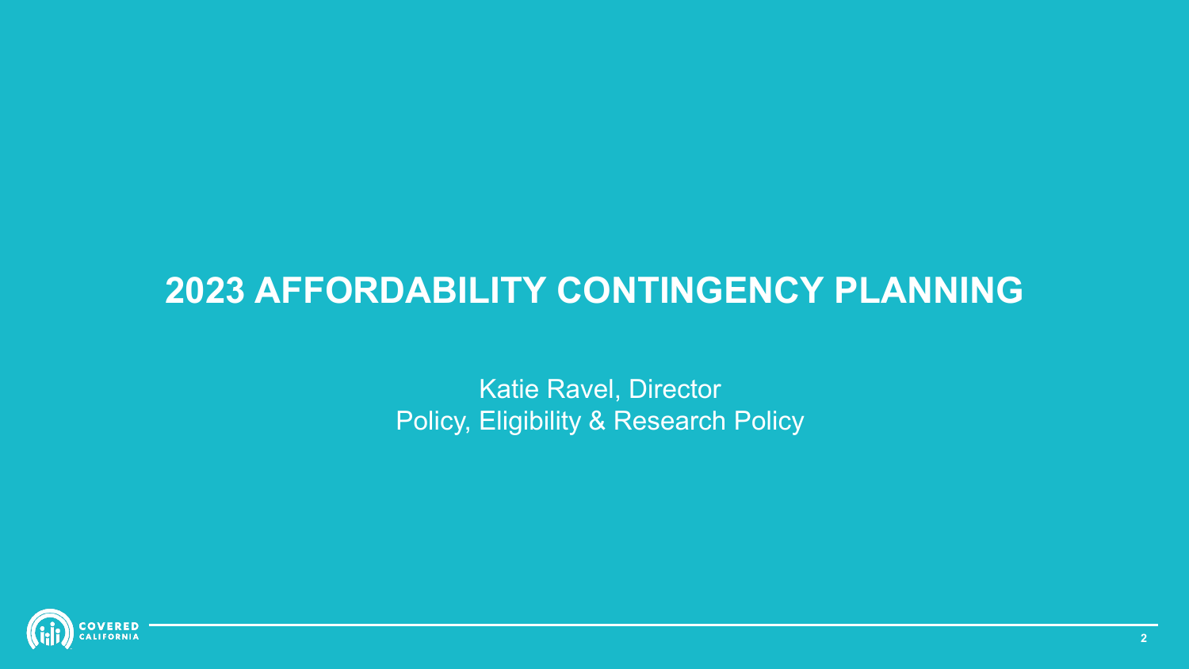# 2023 AFFORDABILITY CONTINGENCY PLANNING

Katie Ravel, Director
Policy, Eligibility & Research Policy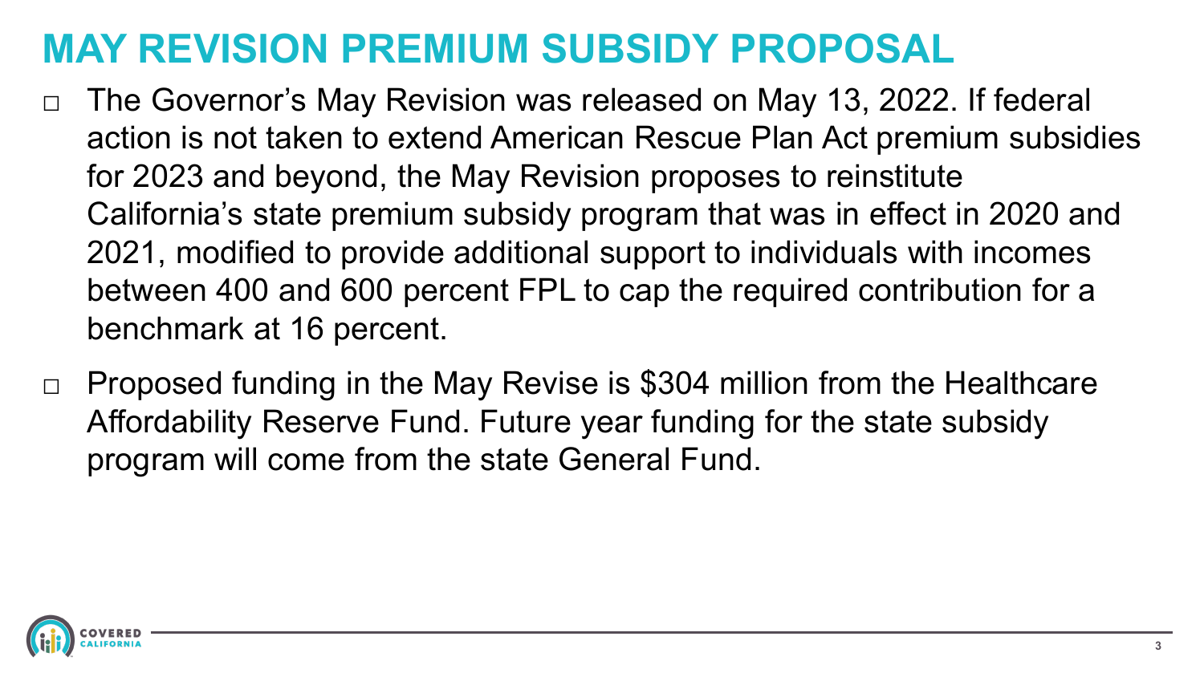# MAY REVISION PREMIUM SUBSIDY PROPOSAL

- The Governor's May Revision was released on May 13, 2022. If federal action is not taken to extend American Rescue Plan Act premium subsidies for 2023 and beyond, the May Revision proposes to reinstitute California's state premium subsidy program that was in effect in 2020 and 2021, modified to provide additional support to individuals with incomes between 400 and 600 percent FPL to cap the required contribution for a benchmark at 16 percent.
- Proposed funding in the May Revise is $304 million from the Healthcare Affordability Reserve Fund. Future year funding for the state subsidy program will come from the state General Fund.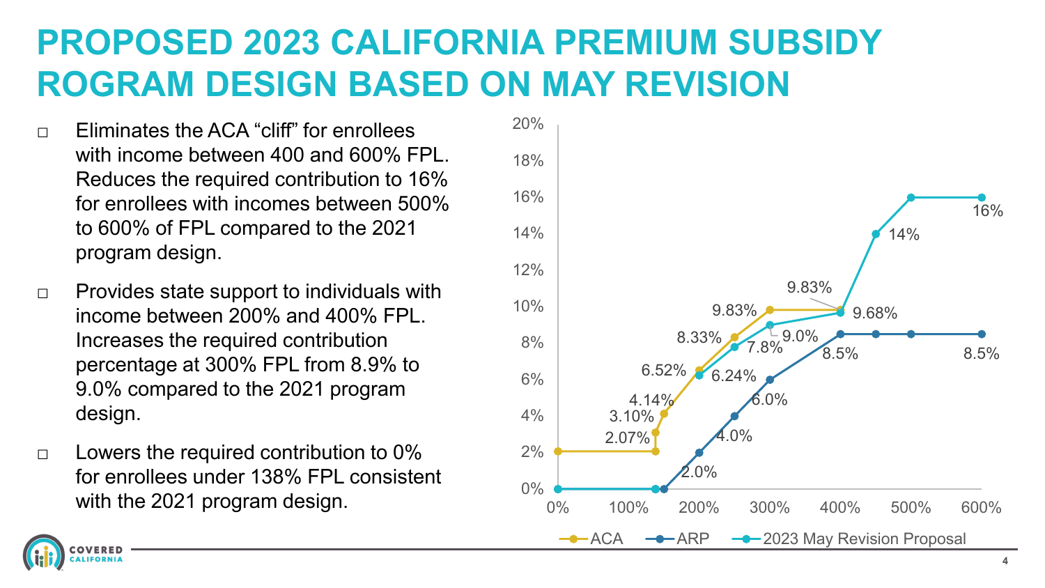# PROPOSED 2023 CALIFORNIA PREMIUM SUBSIDY ROGRAM DESIGN BASED ON MAY REVISION

- Eliminates the ACA "cliff" for enrollees with income between 400 and 600% FPL. Reduces the required contribution to 16% for enrollees with incomes between 500% to 600% of FPL compared to the 2021 program design.
- Provides state support to individuals with income between 200% and 400% FPL. Increases the required contribution percentage at 300% FPL from 8.9% to 9.0% compared to the 2021 program design.
- Lowers the required contribution to 0% for enrollees under 138% FPL consistent with the 2021 program design.

| FPL | ACA | ARP | 2023 May Revision Proposal |
|---|---|---|---|
| 0% | 2.07% | 0% | 0% |
| 138% | 2.07% / 3.10% | 0% | 0% |
| 150% | 4.14% | 0% | |
| 200% | 6.52% | 2.0% | 6.24% |
| 250% | 8.33% | 4.0% | 7.8% |
| 300% | 9.83% | 6.0% | 9.0% |
| 400% | 9.83% | 8.5% | 9.68% |
| 450% | | 8.5% | 14% |
| 500% | | 8.5% | 16% |
| 600% | | 8.5% | 16% |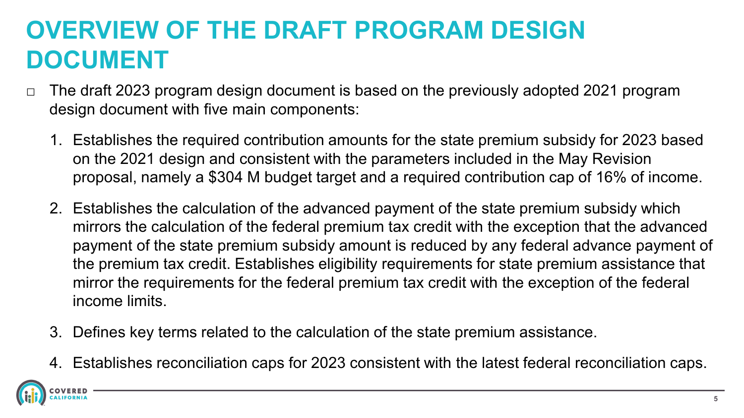# OVERVIEW OF THE DRAFT PROGRAM DESIGN DOCUMENT

- The draft 2023 program design document is based on the previously adopted 2021 program design document with five main components:

  1. Establishes the required contribution amounts for the state premium subsidy for 2023 based on the 2021 design and consistent with the parameters included in the May Revision proposal, namely a $304 M budget target and a required contribution cap of 16% of income.
  2. Establishes the calculation of the advanced payment of the state premium subsidy which mirrors the calculation of the federal premium tax credit with the exception that the advanced payment of the state premium subsidy amount is reduced by any federal advance payment of the premium tax credit. Establishes eligibility requirements for state premium assistance that mirror the requirements for the federal premium tax credit with the exception of the federal income limits.
  3. Defines key terms related to the calculation of the state premium assistance.
  4. Establishes reconciliation caps for 2023 consistent with the latest federal reconciliation caps.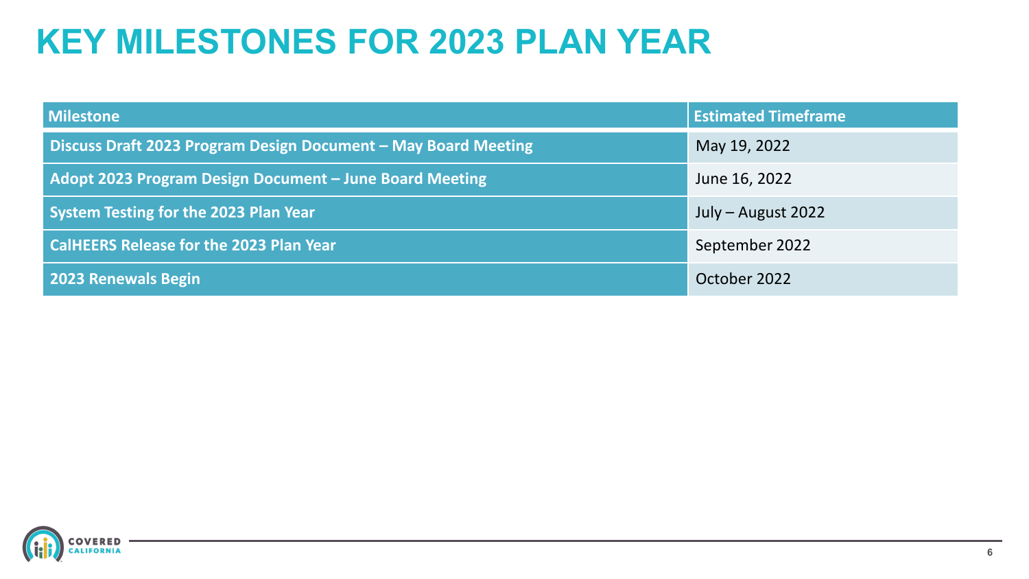# KEY MILESTONES FOR 2023 PLAN YEAR

| Milestone | Estimated Timeframe |
| --- | --- |
| **Discuss Draft 2023 Program Design Document – May Board Meeting** | May 19, 2022 |
| **Adopt 2023 Program Design Document – June Board Meeting** | June 16, 2022 |
| **System Testing for the 2023 Plan Year** | July – August 2022 |
| **CalHEERS Release for the 2023 Plan Year** | September 2022 |
| **2023 Renewals Begin** | October 2022 |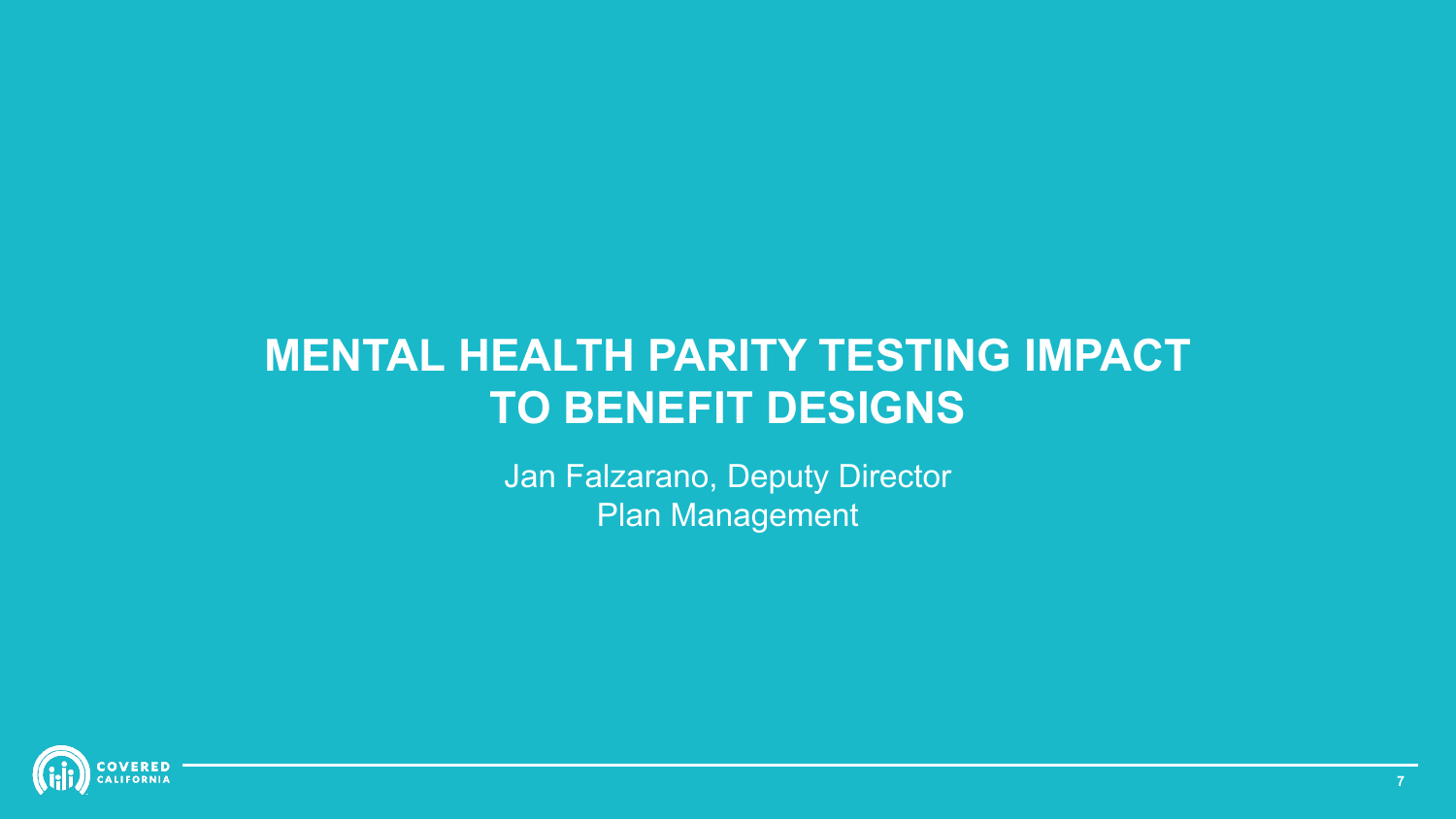# MENTAL HEALTH PARITY TESTING IMPACT TO BENEFIT DESIGNS

Jan Falzarano, Deputy Director
Plan Management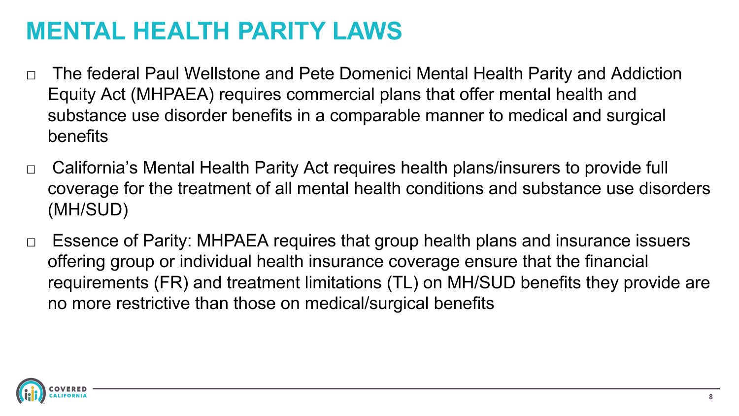# MENTAL HEALTH PARITY LAWS

- The federal Paul Wellstone and Pete Domenici Mental Health Parity and Addiction Equity Act (MHPAEA) requires commercial plans that offer mental health and substance use disorder benefits in a comparable manner to medical and surgical benefits
- California's Mental Health Parity Act requires health plans/insurers to provide full coverage for the treatment of all mental health conditions and substance use disorders (MH/SUD)
- Essence of Parity: MHPAEA requires that group health plans and insurance issuers offering group or individual health insurance coverage ensure that the financial requirements (FR) and treatment limitations (TL) on MH/SUD benefits they provide are no more restrictive than those on medical/surgical benefits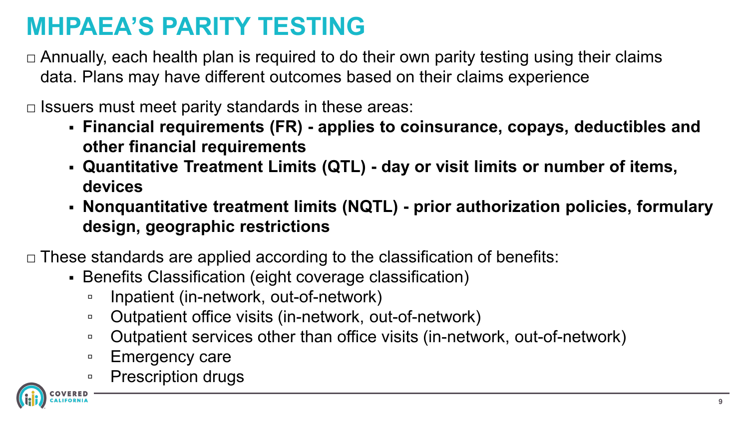# MHPAEA'S PARITY TESTING

- Annually, each health plan is required to do their own parity testing using their claims data. Plans may have different outcomes based on their claims experience
- Issuers must meet parity standards in these areas:
  - **Financial requirements (FR) - applies to coinsurance, copays, deductibles and other financial requirements**
  - **Quantitative Treatment Limits (QTL) - day or visit limits or number of items, devices**
  - **Nonquantitative treatment limits (NQTL) - prior authorization policies, formulary design, geographic restrictions**
- These standards are applied according to the classification of benefits:
  - Benefits Classification (eight coverage classification)
    - Inpatient (in-network, out-of-network)
    - Outpatient office visits (in-network, out-of-network)
    - Outpatient services other than office visits (in-network, out-of-network)
    - Emergency care
    - Prescription drugs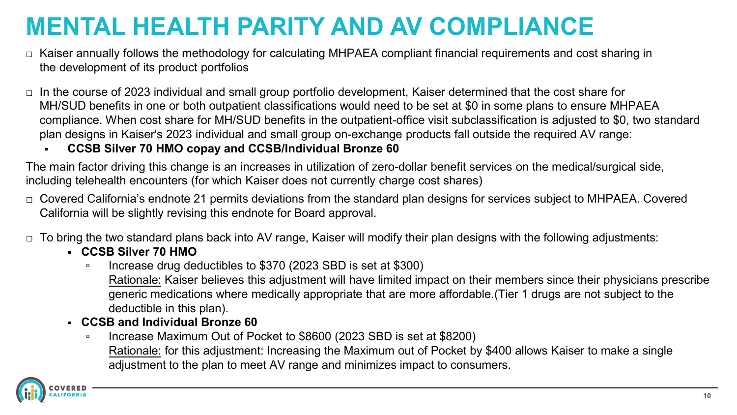# MENTAL HEALTH PARITY AND AV COMPLIANCE

- Kaiser annually follows the methodology for calculating MHPAEA compliant financial requirements and cost sharing in the development of its product portfolios
- In the course of 2023 individual and small group portfolio development, Kaiser determined that the cost share for MH/SUD benefits in one or both outpatient classifications would need to be set at $0 in some plans to ensure MHPAEA compliance. When cost share for MH/SUD benefits in the outpatient-office visit subclassification is adjusted to $0, two standard plan designs in Kaiser's 2023 individual and small group on-exchange products fall outside the required AV range:
  - **CCSB Silver 70 HMO copay and CCSB/Individual Bronze 60**

The main factor driving this change is an increases in utilization of zero-dollar benefit services on the medical/surgical side, including telehealth encounters (for which Kaiser does not currently charge cost shares)

- Covered California's endnote 21 permits deviations from the standard plan designs for services subject to MHPAEA. Covered California will be slightly revising this endnote for Board approval.
- To bring the two standard plans back into AV range, Kaiser will modify their plan designs with the following adjustments:
  - **CCSB Silver 70 HMO**
    - Increase drug deductibles to $370 (2023 SBD is set at $300)
      Rationale: Kaiser believes this adjustment will have limited impact on their members since their physicians prescribe generic medications where medically appropriate that are more affordable.(Tier 1 drugs are not subject to the deductible in this plan).
  - **CCSB and Individual Bronze 60**
    - Increase Maximum Out of Pocket to $8600 (2023 SBD is set at $8200)
      Rationale: for this adjustment: Increasing the Maximum out of Pocket by $400 allows Kaiser to make a single adjustment to the plan to meet AV range and minimizes impact to consumers.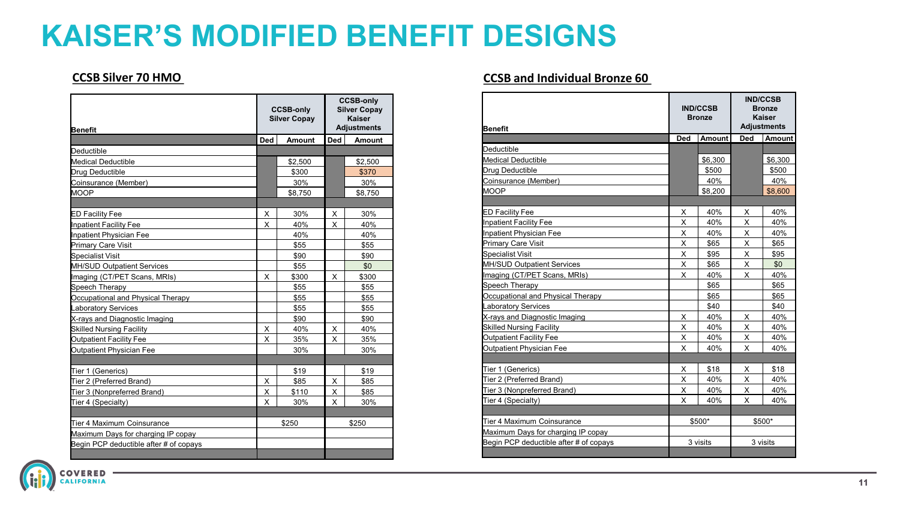# KAISER'S MODIFIED BENEFIT DESIGNS

## CCSB Silver 70 HMO

| Benefit | CCSB-only Silver Copay | | CCSB-only Silver Copay Kaiser Adjustments | |
|---|---|---|---|---|
| | Ded | Amount | Ded | Amount |
| Deductible | | | | |
| Medical Deductible | | $2,500 | | $2,500 |
| Drug Deductible | | $300 | | $370 |
| Coinsurance (Member) | | 30% | | 30% |
| MOOP | | $8,750 | | $8,750 |
| | | | | |
| ED Facility Fee | X | 30% | X | 30% |
| Inpatient Facility Fee | X | 40% | X | 40% |
| Inpatient Physician Fee | | 40% | | 40% |
| Primary Care Visit | | $55 | | $55 |
| Specialist Visit | | $90 | | $90 |
| MH/SUD Outpatient Services | | $55 | | $0 |
| Imaging (CT/PET Scans, MRIs) | X | $300 | X | $300 |
| Speech Therapy | | $55 | | $55 |
| Occupational and Physical Therapy | | $55 | | $55 |
| Laboratory Services | | $55 | | $55 |
| X-rays and Diagnostic Imaging | | $90 | | $90 |
| Skilled Nursing Facility | X | 40% | X | 40% |
| Outpatient Facility Fee | X | 35% | X | 35% |
| Outpatient Physician Fee | | 30% | | 30% |
| | | | | |
| Tier 1 (Generics) | | $19 | | $19 |
| Tier 2 (Preferred Brand) | X | $85 | X | $85 |
| Tier 3 (Nonpreferred Brand) | X | $110 | X | $85 |
| Tier 4 (Specialty) | X | 30% | X | 30% |
| | | | | |
| Tier 4 Maximum Coinsurance | $250 | | $250 | |
| Maximum Days for charging IP copay | | | | |
| Begin PCP deductible after # of copays | | | | |

## CCSB and Individual Bronze 60

| Benefit | IND/CCSB Bronze | | IND/CCSB Bronze Kaiser Adjustments | |
|---|---|---|---|---|
| | Ded | Amount | Ded | Amount |
| Deductible | | | | |
| Medical Deductible | | $6,300 | | $6,300 |
| Drug Deductible | | $500 | | $500 |
| Coinsurance (Member) | | 40% | | 40% |
| MOOP | | $8,200 | | $8,600 |
| | | | | |
| ED Facility Fee | X | 40% | X | 40% |
| Inpatient Facility Fee | X | 40% | X | 40% |
| Inpatient Physician Fee | X | 40% | X | 40% |
| Primary Care Visit | X | $65 | X | $65 |
| Specialist Visit | X | $95 | X | $95 |
| MH/SUD Outpatient Services | X | $65 | X | $0 |
| Imaging (CT/PET Scans, MRIs) | X | 40% | X | 40% |
| Speech Therapy | | $65 | | $65 |
| Occupational and Physical Therapy | | $65 | | $65 |
| Laboratory Services | | $40 | | $40 |
| X-rays and Diagnostic Imaging | X | 40% | X | 40% |
| Skilled Nursing Facility | X | 40% | X | 40% |
| Outpatient Facility Fee | X | 40% | X | 40% |
| Outpatient Physician Fee | X | 40% | X | 40% |
| | | | | |
| Tier 1 (Generics) | X | $18 | X | $18 |
| Tier 2 (Preferred Brand) | X | 40% | X | 40% |
| Tier 3 (Nonpreferred Brand) | X | 40% | X | 40% |
| Tier 4 (Specialty) | X | 40% | X | 40% |
| | | | | |
| Tier 4 Maximum Coinsurance | $500* | | $500* | |
| Maximum Days for charging IP copay | | | | |
| Begin PCP deductible after # of copays | 3 visits | | 3 visits | |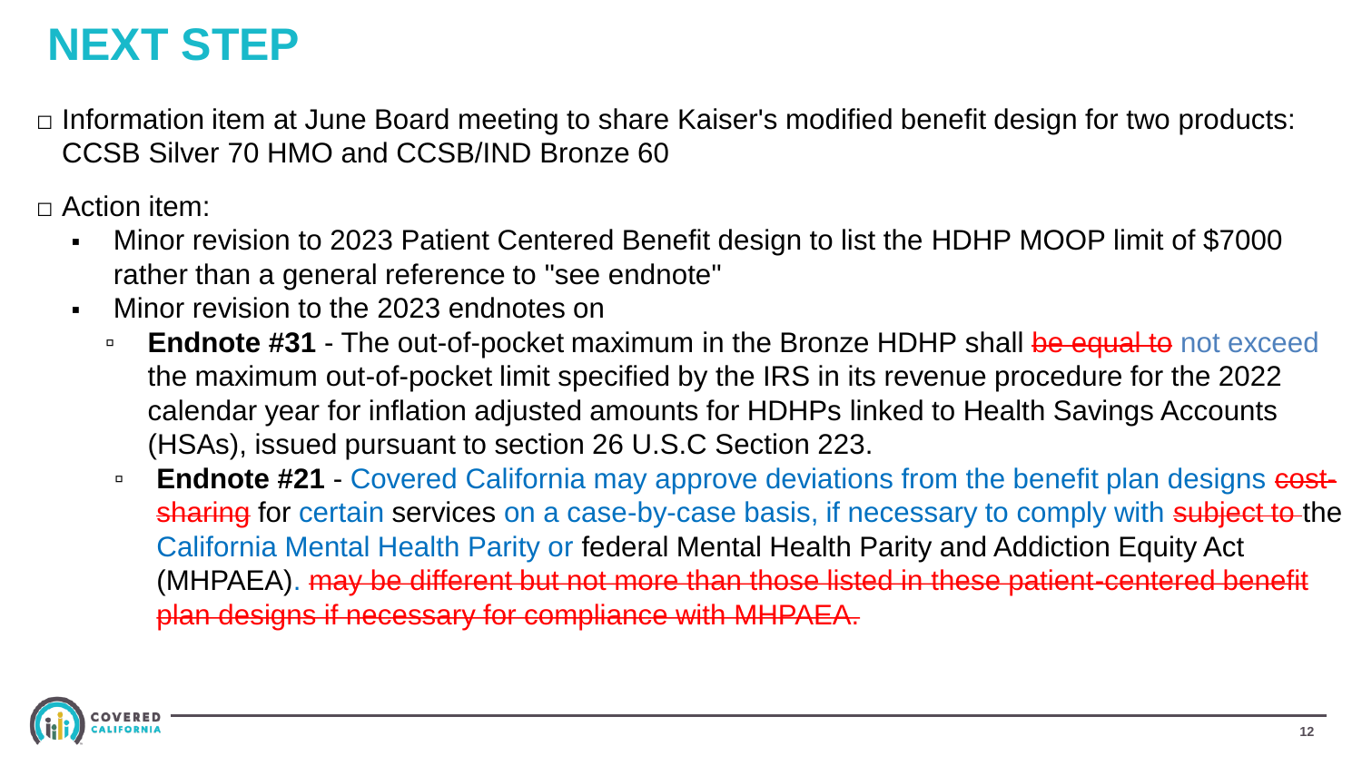# NEXT STEP

- Information item at June Board meeting to share Kaiser's modified benefit design for two products: CCSB Silver 70 HMO and CCSB/IND Bronze 60
- Action item:
  - Minor revision to 2023 Patient Centered Benefit design to list the HDHP MOOP limit of $7000 rather than a general reference to "see endnote"
  - Minor revision to the 2023 endnotes on
    - **Endnote #31** - The out-of-pocket maximum in the Bronze HDHP shall ~~be equal to~~ not exceed the maximum out-of-pocket limit specified by the IRS in its revenue procedure for the 2022 calendar year for inflation adjusted amounts for HDHPs linked to Health Savings Accounts (HSAs), issued pursuant to section 26 U.S.C Section 223.
    - **Endnote #21** - Covered California may approve deviations from the benefit plan designs ~~cost-sharing~~ for certain services on a case-by-case basis, if necessary to comply with ~~subject to~~ the California Mental Health Parity or federal Mental Health Parity and Addiction Equity Act (MHPAEA). ~~may be different but not more than those listed in these patient-centered benefit plan designs if necessary for compliance with MHPAEA.~~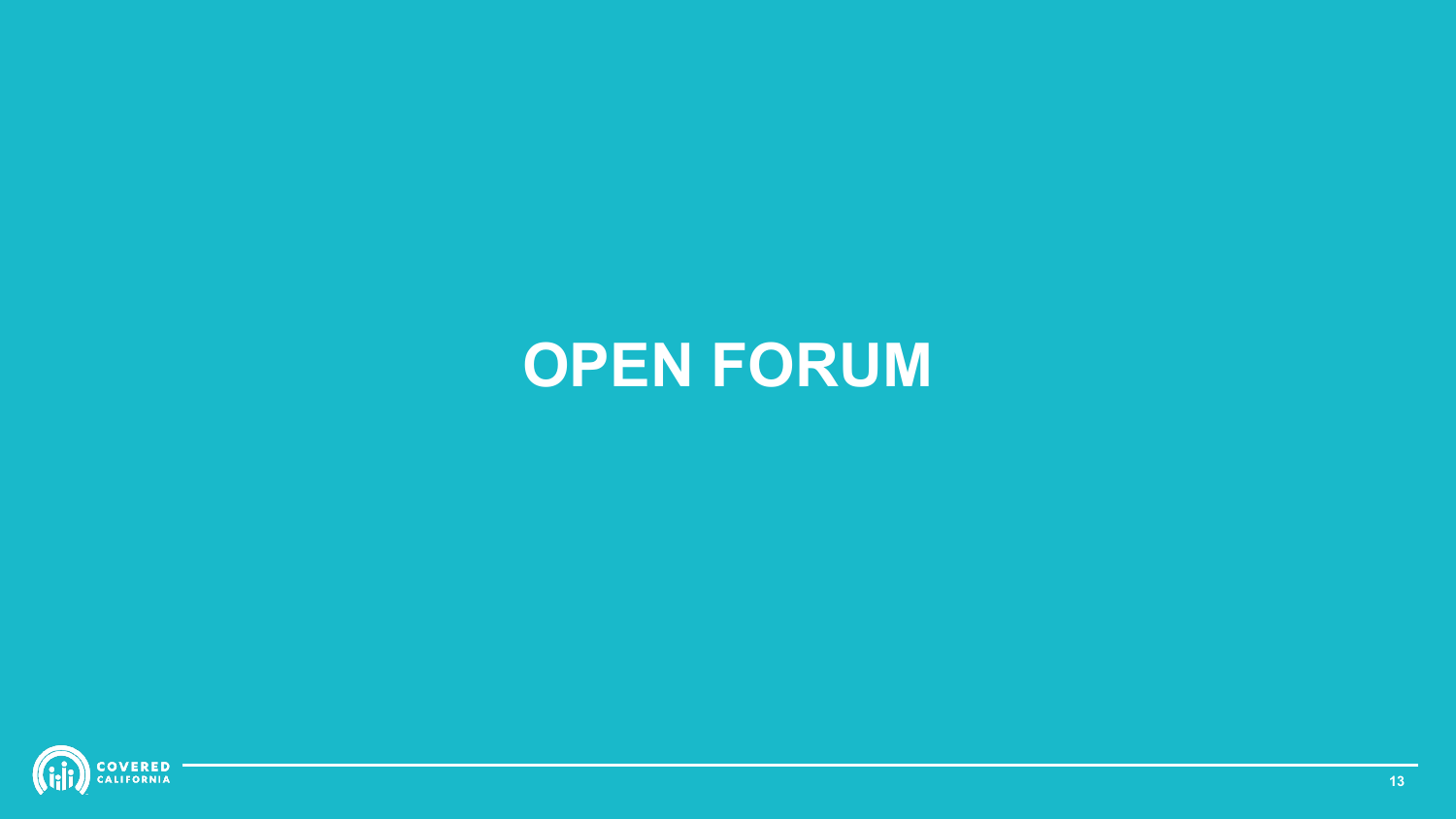# OPEN FORUM